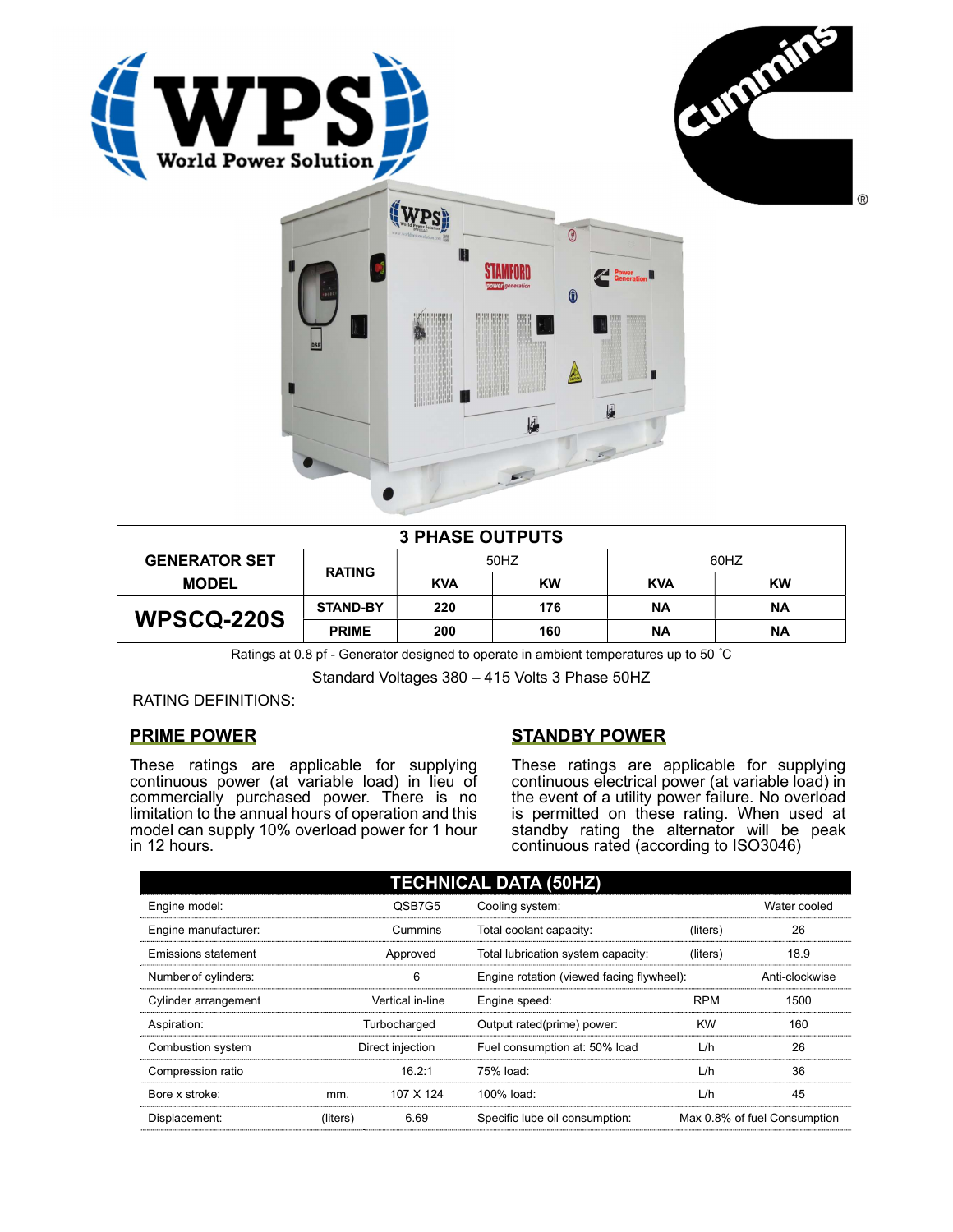## 3 PHASE OUTPUTS

| GENERATOR SET MODEL | RATING | 50HZ | | 60HZ | |
|---|---|---|---|---|---|
| | | KVA | KW | KVA | KW |
| WPSCQ-220S | STAND-BY | 220 | 176 | NA | NA |
| | PRIME | 200 | 160 | NA | NA |

Ratings at 0.8 pf - Generator designed to operate in ambient temperatures up to 50 ˚C

Standard Voltages 380 – 415 Volts 3 Phase 50HZ

RATING DEFINITIONS:

### PRIME POWER

These ratings are applicable for supplying continuous power (at variable load) in lieu of commercially purchased power. There is no limitation to the annual hours of operation and this model can supply 10% overload power for 1 hour in 12 hours.

### STANDBY POWER

These ratings are applicable for supplying continuous electrical power (at variable load) in the event of a utility power failure. No overload is permitted on these rating. When used at standby rating the alternator will be peak continuous rated (according to ISO3046)

## TECHNICAL DATA (50HZ)

| | | | | | |
|---|---|---|---|---|---|
| Engine model: | | QSB7G5 | Cooling system: | | Water cooled |
| Engine manufacturer: | | Cummins | Total coolant capacity: | (liters) | 26 |
| Emissions statement | | Approved | Total lubrication system capacity: | (liters) | 18.9 |
| Number of cylinders: | | 6 | Engine rotation (viewed facing flywheel): | | Anti-clockwise |
| Cylinder arrangement | | Vertical in-line | Engine speed: | RPM | 1500 |
| Aspiration: | | Turbocharged | Output rated(prime) power: | KW | 160 |
| Combustion system | | Direct injection | Fuel consumption at: 50% load | L/h | 26 |
| Compression ratio | | 16.2:1 | 75% load: | L/h | 36 |
| Bore x stroke: | mm. | 107 X 124 | 100% load: | L/h | 45 |
| Displacement: | (liters) | 6.69 | Specific lube oil consumption: | | Max 0.8% of fuel Consumption |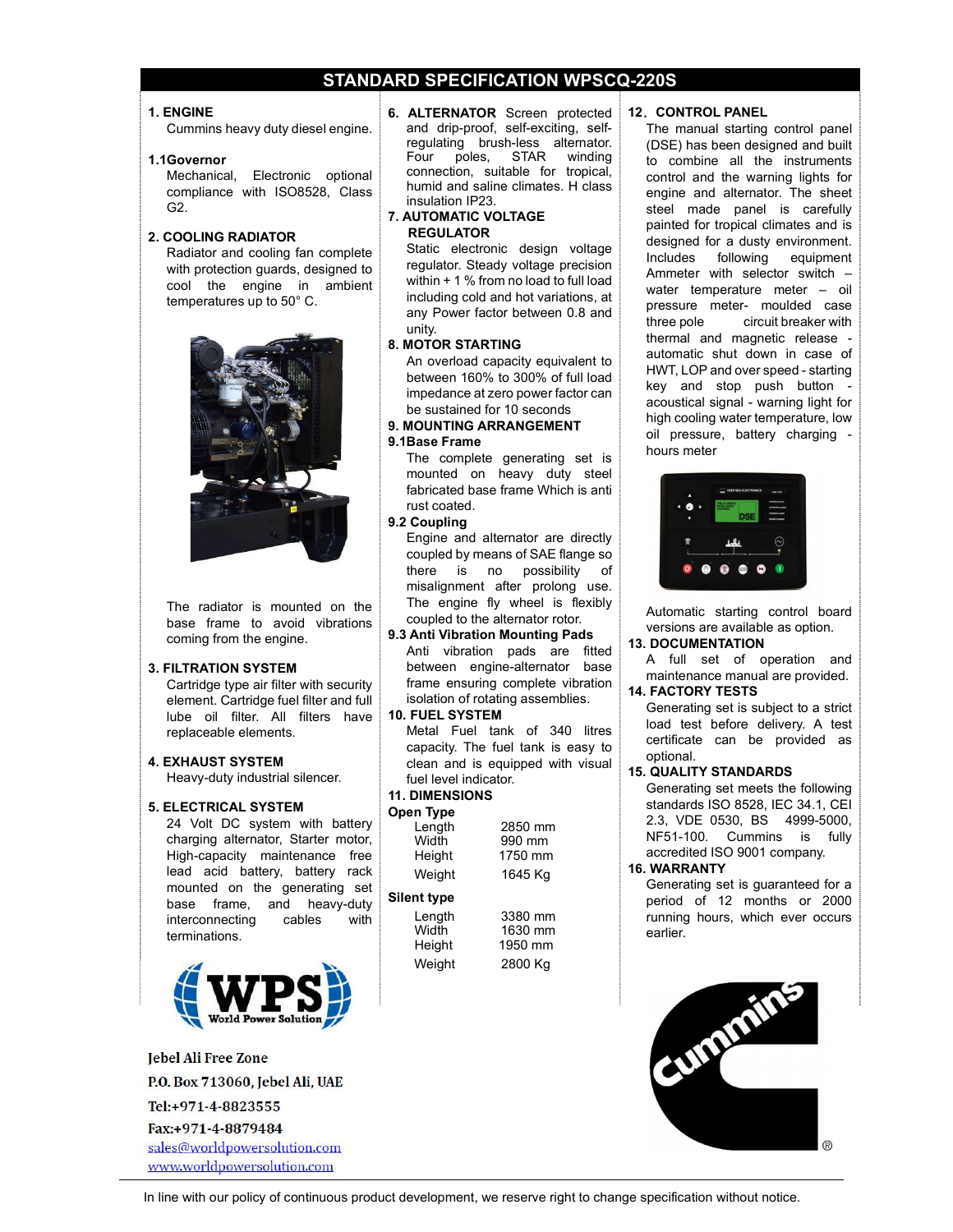# STANDARD SPECIFICATION WPSCQ-220S

## 1. ENGINE

Cummins heavy duty diesel engine.

### 1.1Governor

Mechanical, Electronic optional compliance with ISO8528, Class G2.

## 2. COOLING RADIATOR

Radiator and cooling fan complete with protection guards, designed to cool the engine in ambient temperatures up to 50° C.

The radiator is mounted on the base frame to avoid vibrations coming from the engine.

## 3. FILTRATION SYSTEM

Cartridge type air filter with security element. Cartridge fuel filter and full lube oil filter. All filters have replaceable elements.

## 4. EXHAUST SYSTEM

Heavy-duty industrial silencer.

## 5. ELECTRICAL SYSTEM

24 Volt DC system with battery charging alternator, Starter motor, High-capacity maintenance free lead acid battery, battery rack mounted on the generating set base frame, and heavy-duty interconnecting cables with terminations.

## 6. ALTERNATOR

Screen protected and drip-proof, self-exciting, self-regulating brush-less alternator. Four poles, STAR winding connection, suitable for tropical, humid and saline climates. H class insulation IP23.

## 7. AUTOMATIC VOLTAGE REGULATOR

Static electronic design voltage regulator. Steady voltage precision within + 1 % from no load to full load including cold and hot variations, at any Power factor between 0.8 and unity.

## 8. MOTOR STARTING

An overload capacity equivalent to between 160% to 300% of full load impedance at zero power factor can be sustained for 10 seconds

## 9. MOUNTING ARRANGEMENT

### 9.1Base Frame

The complete generating set is mounted on heavy duty steel fabricated base frame Which is anti rust coated.

### 9.2 Coupling

Engine and alternator are directly coupled by means of SAE flange so there is no possibility of misalignment after prolong use. The engine fly wheel is flexibly coupled to the alternator rotor.

### 9.3 Anti Vibration Mounting Pads

Anti vibration pads are fitted between engine-alternator base frame ensuring complete vibration isolation of rotating assemblies.

## 10. FUEL SYSTEM

Metal Fuel tank of 340 litres capacity. The fuel tank is easy to clean and is equipped with visual fuel level indicator.

## 11. DIMENSIONS

**Open Type**

| | |
|---|---|
| Length | 2850 mm |
| Width | 990 mm |
| Height | 1750 mm |
| Weight | 1645 Kg |

**Silent type**

| | |
|---|---|
| Length | 3380 mm |
| Width | 1630 mm |
| Height | 1950 mm |
| Weight | 2800 Kg |

## 12. CONTROL PANEL

The manual starting control panel (DSE) has been designed and built to combine all the instruments control and the warning lights for engine and alternator. The sheet steel made panel is carefully painted for tropical climates and is designed for a dusty environment. Includes following equipment Ammeter with selector switch – water temperature meter – oil pressure meter- moulded case three pole circuit breaker with thermal and magnetic release - automatic shut down in case of HWT, LOP and over speed - starting key and stop push button - acoustical signal - warning light for high cooling water temperature, low oil pressure, battery charging - hours meter

Automatic starting control board versions are available as option.

## 13. DOCUMENTATION

A full set of operation and maintenance manual are provided.

## 14. FACTORY TESTS

Generating set is subject to a strict load test before delivery. A test certificate can be provided as optional.

## 15. QUALITY STANDARDS

Generating set meets the following standards ISO 8528, IEC 34.1, CEI 2.3, VDE 0530, BS 4999-5000, NF51-100. Cummins is fully accredited ISO 9001 company.

## 16. WARRANTY

Generating set is guaranteed for a period of 12 months or 2000 running hours, which ever occurs earlier.

WPS World Power Solution

Jebel Ali Free Zone
P.O. Box 713060, Jebel Ali, UAE
Tel:+971-4-8823555
Fax:+971-4-8879484
sales@worldpowersolution.com
www.worldpowersolution.com

Cummins®

In line with our policy of continuous product development, we reserve right to change specification without notice.